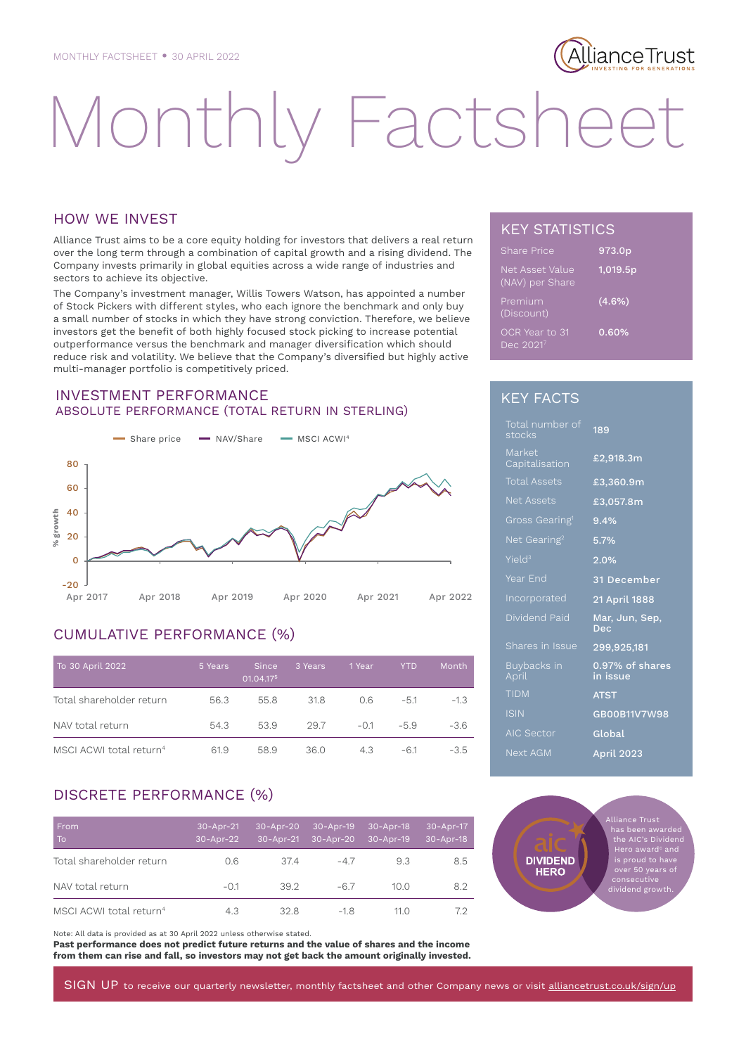MONTHLY FACTSHEET • 30 APRIL 2022

# Monthly Factsheet

## HOW WE INVEST

Alliance Trust aims to be a core equity holding for investors that delivers a real return over the long term through a combination of capital growth and a rising dividend. The Company invests primarily in global equities across a wide range of industries and sectors to achieve its objective.

The Company's investment manager, Willis Towers Watson, has appointed a number of Stock Pickers with different styles, who each ignore the benchmark and only buy a small number of stocks in which they have strong conviction. Therefore, we believe investors get the benefit of both highly focused stock picking to increase potential outperformance versus the benchmark and manager diversification which should reduce risk and volatility. We believe that the Company's diversified but highly active multi-manager portfolio is competitively priced.

## KEY STATISTICS

| | |
|---|---|
| Share Price | 973.0p |
| Net Asset Value (NAV) per Share | 1,019.5p |
| Premium (Discount) | (4.6%) |
| OCR Year to 31 Dec 2021[7] | 0.60% |

## INVESTMENT PERFORMANCE

### ABSOLUTE PERFORMANCE (TOTAL RETURN IN STERLING)

Share price — NAV/Share — MSCI ACWI[4]

## KEY FACTS

| | |
|---|---|
| Total number of stocks | 189 |
| Market Capitalisation | £2,918.3m |
| Total Assets | £3,360.9m |
| Net Assets | £3,057.8m |
| Gross Gearing[1] | 9.4% |
| Net Gearing[2] | 5.7% |
| Yield[3] | 2.0% |
| Year End | 31 December |
| Incorporated | 21 April 1888 |
| Dividend Paid | Mar, Jun, Sep, Dec |
| Shares in Issue | 299,925,181 |
| Buybacks in April | 0.97% of shares in issue |
| TIDM | ATST |
| ISIN | GB00B11V7W98 |
| AIC Sector | Global |
| Next AGM | April 2023 |

## CUMULATIVE PERFORMANCE (%)

| To 30 April 2022 | 5 Years | Since 01.04.17[5] | 3 Years | 1 Year | YTD | Month |
|---|---|---|---|---|---|---|
| Total shareholder return | 56.3 | 55.8 | 31.8 | 0.6 | -5.1 | -1.3 |
| NAV total return | 54.3 | 53.9 | 29.7 | -0.1 | -5.9 | -3.6 |
| MSCI ACWI total return[4] | 61.9 | 58.9 | 36.0 | 4.3 | -6.1 | -3.5 |

## DISCRETE PERFORMANCE (%)

| From / To | 30-Apr-21 / 30-Apr-22 | 30-Apr-20 / 30-Apr-21 | 30-Apr-19 / 30-Apr-20 | 30-Apr-18 / 30-Apr-19 | 30-Apr-17 / 30-Apr-18 |
|---|---|---|---|---|---|
| Total shareholder return | 0.6 | 37.4 | -4.7 | 9.3 | 8.5 |
| NAV total return | -0.1 | 39.2 | -6.7 | 10.0 | 8.2 |
| MSCI ACWI total return[4] | 4.3 | 32.8 | -1.8 | 11.0 | 7.2 |

Alliance Trust has been awarded the AIC's Dividend Hero award[6] and is proud to have over 50 years of consecutive dividend growth.

Note: All data is provided as at 30 April 2022 unless otherwise stated.

**Past performance does not predict future returns and the value of shares and the income from them can rise and fall, so investors may not get back the amount originally invested.**

SIGN UP to receive our quarterly newsletter, monthly factsheet and other Company news or visit alliancetrust.co.uk/sign/up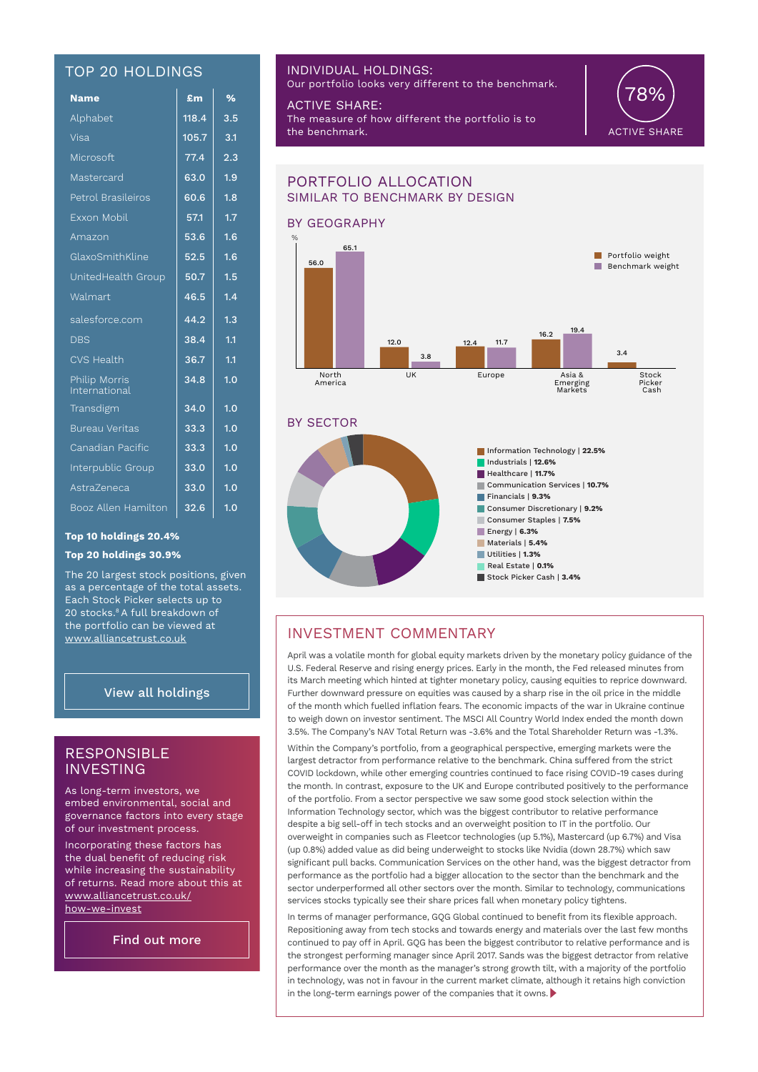## TOP 20 HOLDINGS

| Name | £m | % |
|---|---|---|
| Alphabet | 118.4 | 3.5 |
| Visa | 105.7 | 3.1 |
| Microsoft | 77.4 | 2.3 |
| Mastercard | 63.0 | 1.9 |
| Petrol Brasileiros | 60.6 | 1.8 |
| Exxon Mobil | 57.1 | 1.7 |
| Amazon | 53.6 | 1.6 |
| GlaxoSmithKline | 52.5 | 1.6 |
| UnitedHealth Group | 50.7 | 1.5 |
| Walmart | 46.5 | 1.4 |
| salesforce.com | 44.2 | 1.3 |
| DBS | 38.4 | 1.1 |
| CVS Health | 36.7 | 1.1 |
| Philip Morris International | 34.8 | 1.0 |
| Transdigm | 34.0 | 1.0 |
| Bureau Veritas | 33.3 | 1.0 |
| Canadian Pacific | 33.3 | 1.0 |
| Interpublic Group | 33.0 | 1.0 |
| AstraZeneca | 33.0 | 1.0 |
| Booz Allen Hamilton | 32.6 | 1.0 |

**Top 10 holdings 20.4%**

**Top 20 holdings 30.9%**

The 20 largest stock positions, given as a percentage of the total assets. Each Stock Picker selects up to 20 stocks.[8] A full breakdown of the portfolio can be viewed at www.alliancetrust.co.uk

View all holdings

## RESPONSIBLE INVESTING

As long-term investors, we embed environmental, social and governance factors into every stage of our investment process.

Incorporating these factors has the dual benefit of reducing risk while increasing the sustainability of returns. Read more about this at www.alliancetrust.co.uk/how-we-invest

Find out more

## INDIVIDUAL HOLDINGS:

Our portfolio looks very different to the benchmark.

## ACTIVE SHARE:

The measure of how different the portfolio is to the benchmark.

78% ACTIVE SHARE

## PORTFOLIO ALLOCATION

### SIMILAR TO BENCHMARK BY DESIGN

### BY GEOGRAPHY

| % | Portfolio weight | Benchmark weight |
|---|---|---|
| North America | 56.0 | 65.1 |
| UK | 12.0 | 3.8 |
| Europe | 12.4 | 11.7 |
| Asia & Emerging Markets | 16.2 | 19.4 |
| Stock Picker Cash | 3.4 | |

### BY SECTOR

- Information Technology | **22.5%**
- Industrials | **12.6%**
- Healthcare | **11.7%**
- Communication Services | **10.7%**
- Financials | **9.3%**
- Consumer Discretionary | **9.2%**
- Consumer Staples | **7.5%**
- Energy | **6.3%**
- Materials | **5.4%**
- Utilities | **1.3%**
- Real Estate | **0.1%**
- Stock Picker Cash | **3.4%**

## INVESTMENT COMMENTARY

April was a volatile month for global equity markets driven by the monetary policy guidance of the U.S. Federal Reserve and rising energy prices. Early in the month, the Fed released minutes from its March meeting which hinted at tighter monetary policy, causing equities to reprice downward. Further downward pressure on equities was caused by a sharp rise in the oil price in the middle of the month which fuelled inflation fears. The economic impacts of the war in Ukraine continue to weigh down on investor sentiment. The MSCI All Country World Index ended the month down 3.5%. The Company's NAV Total Return was -3.6% and the Total Shareholder Return was -1.3%.

Within the Company's portfolio, from a geographical perspective, emerging markets were the largest detractor from performance relative to the benchmark. China suffered from the strict COVID lockdown, while other emerging countries continued to face rising COVID-19 cases during the month. In contrast, exposure to the UK and Europe contributed positively to the performance of the portfolio. From a sector perspective we saw some good stock selection within the Information Technology sector, which was the biggest contributor to relative performance despite a big sell-off in tech stocks and an overweight position to IT in the portfolio. Our overweight in companies such as Fleetcor technologies (up 5.1%), Mastercard (up 6.7%) and Visa (up 0.8%) added value as did being underweight to stocks like Nvidia (down 28.7%) which saw significant pull backs. Communication Services on the other hand, was the biggest detractor from performance as the portfolio had a bigger allocation to the sector than the benchmark and the sector underperformed all other sectors over the month. Similar to technology, communications services stocks typically see their share prices fall when monetary policy tightens.

In terms of manager performance, GQG Global continued to benefit from its flexible approach. Repositioning away from tech stocks and towards energy and materials over the last few months continued to pay off in April. GQG has been the biggest contributor to relative performance and is the strongest performing manager since April 2017. Sands was the biggest detractor from relative performance over the month as the manager's strong growth tilt, with a majority of the portfolio in technology, was not in favour in the current market climate, although it retains high conviction in the long-term earnings power of the companies that it owns.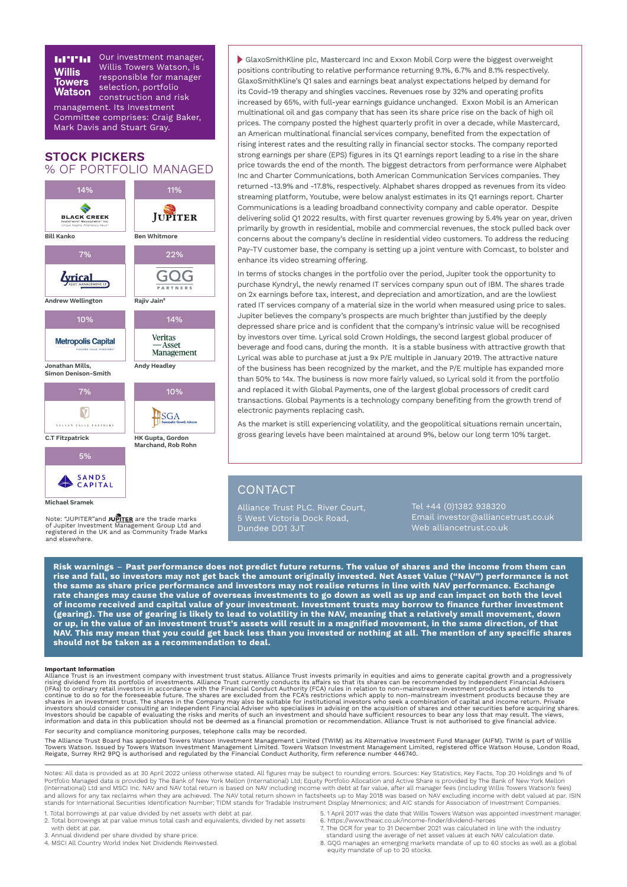Our investment manager, Willis Towers Watson, is responsible for manager selection, portfolio construction and risk management. Its Investment Committee comprises: Craig Baker, Mark Davis and Stuart Gray.

## STOCK PICKERS
% OF PORTFOLIO MANAGED

| Manager | % |
|---|---|
| Black Creek – Bill Kanko | 14% |
| Jupiter – Ben Whitmore | 11% |
| Lyrical – Andrew Wellington | 7% |
| GQG Partners – Rajiv Jain[8] | 22% |
| Metropolis Capital – Jonathan Mills, Simon Denison-Smith | 10% |
| Veritas Asset Management – Andy Headley | 14% |
| Vulcan Value Partners – C.T Fitzpatrick | 7% |
| SGA – HK Gupta, Gordon Marchand, Rob Rohn | 10% |
| Sands Capital – Michael Sramek | 5% |

Note: "JUPITER" and JUPITER are the trade marks of Jupiter Investment Management Group Ltd and registered in the UK and as Community Trade Marks and elsewhere.

GlaxoSmithKline plc, Mastercard Inc and Exxon Mobil Corp were the biggest overweight positions contributing to relative performance returning 9.1%, 6.7% and 8.1% respectively. GlaxoSmithKline's Q1 sales and earnings beat analyst expectations helped by demand for its Covid-19 therapy and shingles vaccines. Revenues rose by 32% and operating profits increased by 65%, with full-year earnings guidance unchanged. Exxon Mobil is an American multinational oil and gas company that has seen its share price rise on the back of high oil prices. The company posted the highest quarterly profit in over a decade, while Mastercard, an American multinational financial services company, benefited from the expectation of rising interest rates and the resulting rally in financial sector stocks. The company reported strong earnings per share (EPS) figures in its Q1 earnings report leading to a rise in the share price towards the end of the month. The biggest detractors from performance were Alphabet Inc and Charter Communications, both American Communication Services companies. They returned -13.9% and -17.8%, respectively. Alphabet shares dropped as revenues from its video streaming platform, Youtube, were below analyst estimates in its Q1 earnings report. Charter Communications is a leading broadband connectivity company and cable operator. Despite delivering solid Q1 2022 results, with first quarter revenues growing by 5.4% year on year, driven primarily by growth in residential, mobile and commercial revenues, the stock pulled back over concerns about the company's decline in residential video customers. To address the reducing Pay-TV customer base, the company is setting up a joint venture with Comcast, to bolster and enhance its video streaming offering.

In terms of stocks changes in the portfolio over the period, Jupiter took the opportunity to purchase Kyndryl, the newly renamed IT services company spun out of IBM. The shares trade on 2x earnings before tax, interest, and depreciation and amortization, and are the lowliest rated IT services company of a material size in the world when measured using price to sales. Jupiter believes the company's prospects are much brighter than justified by the deeply depressed share price and is confident that the company's intrinsic value will be recognised by investors over time. Lyrical sold Crown Holdings, the second largest global producer of beverage and food cans, during the month. It is a stable business with attractive growth that Lyrical was able to purchase at just a 9x P/E multiple in January 2019. The attractive nature of the business has been recognized by the market, and the P/E multiple has expanded more than 50% to 14x. The business is now more fairly valued, so Lyrical sold it from the portfolio and replaced it with Global Payments, one of the largest global processors of credit card transactions. Global Payments is a technology company benefiting from the growth trend of electronic payments replacing cash.

As the market is still experiencing volatility, and the geopolitical situations remain uncertain, gross gearing levels have been maintained at around 9%, below our long term 10% target.

## CONTACT

Alliance Trust PLC. River Court,
5 West Victoria Dock Road,
Dundee DD1 3JT

Tel +44 (0)1382 938320
Email investor@alliancetrust.co.uk
Web alliancetrust.co.uk

**Risk warnings – Past performance does not predict future returns. The value of shares and the income from them can rise and fall, so investors may not get back the amount originally invested. Net Asset Value ("NAV") performance is not the same as share price performance and investors may not realise returns in line with NAV performance. Exchange rate changes may cause the value of overseas investments to go down as well as up and can impact on both the level of income received and capital value of your investment. Investment trusts may borrow to finance further investment (gearing). The use of gearing is likely to lead to volatility in the NAV, meaning that a relatively small movement, down or up, in the value of an investment trust's assets will result in a magnified movement, in the same direction, of that NAV. This may mean that you could get back less than you invested or nothing at all. The mention of any specific shares should not be taken as a recommendation to deal.**

**Important Information**
Alliance Trust is an investment company with investment trust status. Alliance Trust invests primarily in equities and aims to generate capital growth and a progressively rising dividend from its portfolio of investments. Alliance Trust currently conducts its affairs so that its shares can be recommended by Independent Financial Advisers (IFAs) to ordinary retail investors in accordance with the Financial Conduct Authority (FCA) rules in relation to non-mainstream investment products and intends to continue to do so for the foreseeable future. The shares are excluded from the FCA's restrictions which apply to non-mainstream investment products because they are shares in an investment trust. The shares in the Company may also be suitable for institutional investors who seek a combination of capital and income return. Private investors should consider consulting an Independent Financial Adviser who specialises in advising on the acquisition of shares and other securities before acquiring shares. Investors should be capable of evaluating the risks and merits of such an investment and should have sufficient resources to bear any loss that may result. The views, information and data in this publication should not be deemed as a financial promotion or recommendation. Alliance Trust is not authorised to give financial advice.

For security and compliance monitoring purposes, telephone calls may be recorded.

The Alliance Trust Board has appointed Towers Watson Investment Management Limited (TWIM) as its Alternative Investment Fund Manager (AIFM). TWIM is part of Willis Towers Watson. Issued by Towers Watson Investment Management Limited. Towers Watson Investment Management Limited, registered office Watson House, London Road, Reigate, Surrey RH2 9PQ is authorised and regulated by the Financial Conduct Authority, firm reference number 446740.

Notes: All data is provided as at 30 April 2022 unless otherwise stated. All figures may be subject to rounding errors. Sources: Key Statistics, Key Facts, Top 20 Holdings and % of Portfolio Managed data is provided by The Bank of New York Mellon (International) Ltd; Equity Portfolio Allocation and Active Share is provided by The Bank of New York Mellon (International) Ltd and MSCI Inc. NAV and NAV total return is based on NAV including income with debt at fair value, after all manager fees (including Willis Towers Watson's fees) and allows for any tax reclaims when they are achieved. The NAV total return shown in factsheets up to May 2018 was based on NAV excluding income with debt valued at par. ISIN stands for International Securities Identification Number; TIDM stands for Tradable Instrument Display Mnemonics; and AIC stands for Association of Investment Companies.

1. Total borrowings at par value divided by net assets with debt at par.
2. Total borrowings at par value minus total cash and equivalents, divided by net assets with debt at par.
3. Annual dividend per share divided by share price.
4. MSCI All Country World Index Net Dividends Reinvested.
5. 1 April 2017 was the date that Willis Towers Watson was appointed investment manager.
6. https://www.theaic.co.uk/income-finder/dividend-heroes
7. The OCR for year to 31 December 2021 was calculated in line with the industry standard using the average of net asset values at each NAV calculation date.
8. GQG manages an emerging markets mandate of up to 60 stocks as well as a global equity mandate of up to 20 stocks.